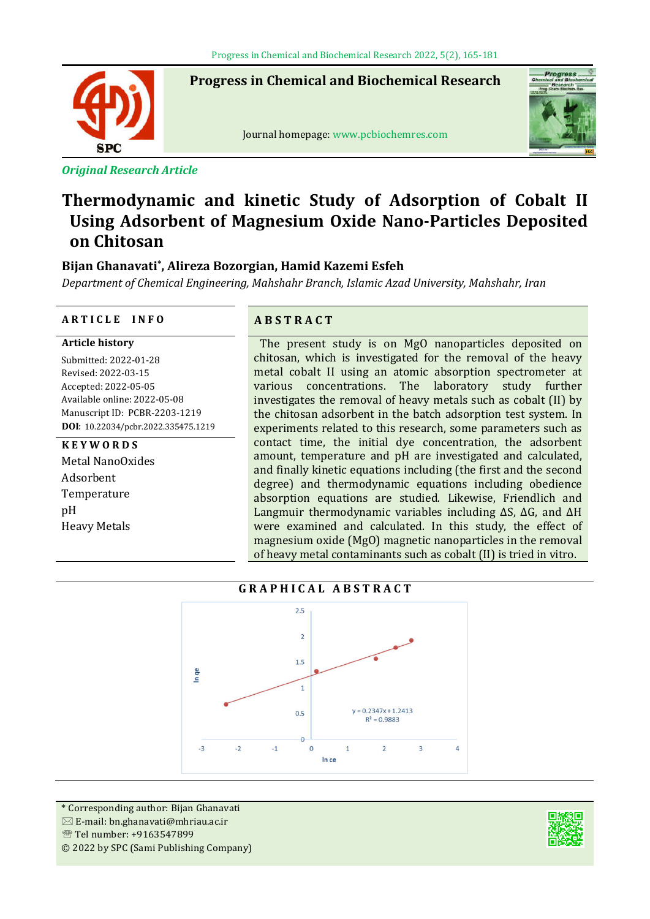*Original Research Article*

# Thermodynamic and kinetic Study of Adsorption of Cobalt II Using Adsorbent of Magnesium Oxide Nano-Particles Deposited on Chitosan

**Bijan Ghanavati*, Alireza Bozorgian, Hamid Kazemi Esfeh**

*Department of Chemical Engineering, Mahshahr Branch, Islamic Azad University, Mahshahr, Iran*

## ARTICLE INFO

**Article history**

Submitted: 2022-01-28
Revised: 2022-03-15
Accepted: 2022-05-05
Available online: 2022-05-08
Manuscript ID: PCBR-2203-1219
**DOI**: 10.22034/pcbr.2022.335475.1219

**KEYWORDS**

Metal NanoOxides
Adsorbent
Temperature
pH
Heavy Metals

## ABSTRACT

The present study is on MgO nanoparticles deposited on chitosan, which is investigated for the removal of the heavy metal cobalt II using an atomic absorption spectrometer at various concentrations. The laboratory study further investigates the removal of heavy metals such as cobalt (II) by the chitosan adsorbent in the batch adsorption test system. In experiments related to this research, some parameters such as contact time, the initial dye concentration, the adsorbent amount, temperature and pH are investigated and calculated, and finally kinetic equations including (the first and the second degree) and thermodynamic equations including obedience absorption equations are studied. Likewise, Friendlich and Langmuir thermodynamic variables including ΔS, ΔG, and ΔH were examined and calculated. In this study, the effect of magnesium oxide (MgO) magnetic nanoparticles in the removal of heavy metal contaminants such as cobalt (II) is tried in vitro.

## GRAPHICAL ABSTRACT

$y = 0.2347x + 1.2413$
$R^2 = 0.9883$

* Corresponding author: Bijan Ghanavati
✉ E-mail: bn.ghanavati@mhriau.ac.ir
☎ Tel number: +9163547899
© 2022 by SPC (Sami Publishing Company)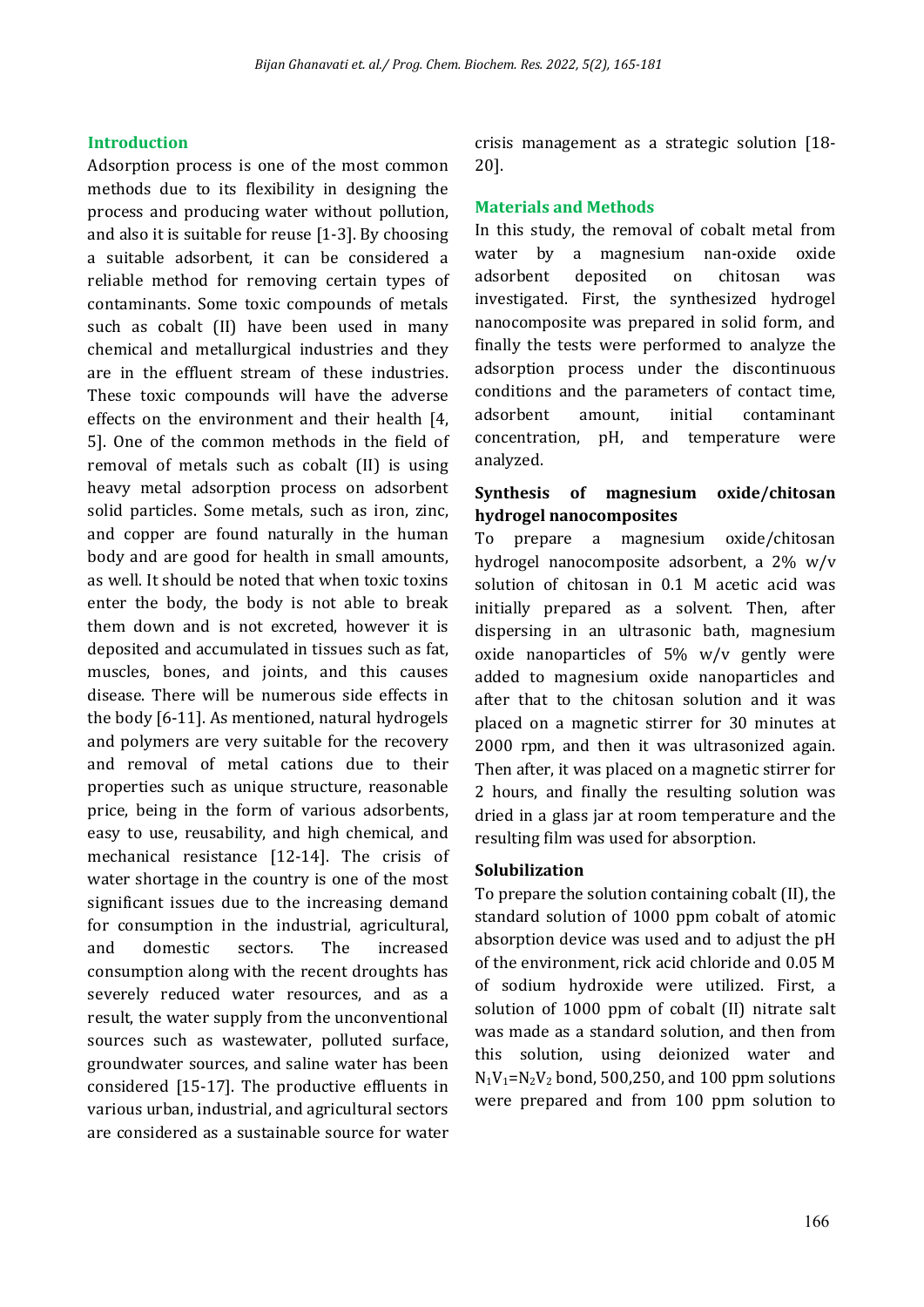## Introduction

Adsorption process is one of the most common methods due to its flexibility in designing the process and producing water without pollution, and also it is suitable for reuse [1-3]. By choosing a suitable adsorbent, it can be considered a reliable method for removing certain types of contaminants. Some toxic compounds of metals such as cobalt (II) have been used in many chemical and metallurgical industries and they are in the effluent stream of these industries. These toxic compounds will have the adverse effects on the environment and their health [4, 5]. One of the common methods in the field of removal of metals such as cobalt (II) is using heavy metal adsorption process on adsorbent solid particles. Some metals, such as iron, zinc, and copper are found naturally in the human body and are good for health in small amounts, as well. It should be noted that when toxic toxins enter the body, the body is not able to break them down and is not excreted, however it is deposited and accumulated in tissues such as fat, muscles, bones, and joints, and this causes disease. There will be numerous side effects in the body [6-11]. As mentioned, natural hydrogels and polymers are very suitable for the recovery and removal of metal cations due to their properties such as unique structure, reasonable price, being in the form of various adsorbents, easy to use, reusability, and high chemical, and mechanical resistance [12-14]. The crisis of water shortage in the country is one of the most significant issues due to the increasing demand for consumption in the industrial, agricultural, and domestic sectors. The increased consumption along with the recent droughts has severely reduced water resources, and as a result, the water supply from the unconventional sources such as wastewater, polluted surface, groundwater sources, and saline water has been considered [15-17]. The productive effluents in various urban, industrial, and agricultural sectors are considered as a sustainable source for water crisis management as a strategic solution [18-20].

## Materials and Methods

In this study, the removal of cobalt metal from water by a magnesium nan-oxide oxide adsorbent deposited on chitosan was investigated. First, the synthesized hydrogel nanocomposite was prepared in solid form, and finally the tests were performed to analyze the adsorption process under the discontinuous conditions and the parameters of contact time, adsorbent amount, initial contaminant concentration, pH, and temperature were analyzed.

### Synthesis of magnesium oxide/chitosan hydrogel nanocomposites

To prepare a magnesium oxide/chitosan hydrogel nanocomposite adsorbent, a 2% w/v solution of chitosan in 0.1 M acetic acid was initially prepared as a solvent. Then, after dispersing in an ultrasonic bath, magnesium oxide nanoparticles of 5% w/v gently were added to magnesium oxide nanoparticles and after that to the chitosan solution and it was placed on a magnetic stirrer for 30 minutes at 2000 rpm, and then it was ultrasonized again. Then after, it was placed on a magnetic stirrer for 2 hours, and finally the resulting solution was dried in a glass jar at room temperature and the resulting film was used for absorption.

### Solubilization

To prepare the solution containing cobalt (II), the standard solution of 1000 ppm cobalt of atomic absorption device was used and to adjust the pH of the environment, rick acid chloride and 0.05 M of sodium hydroxide were utilized. First, a solution of 1000 ppm of cobalt (II) nitrate salt was made as a standard solution, and then from this solution, using deionized water and $N_1V_1=N_2V_2$ bond, 500,250, and 100 ppm solutions were prepared and from 100 ppm solution to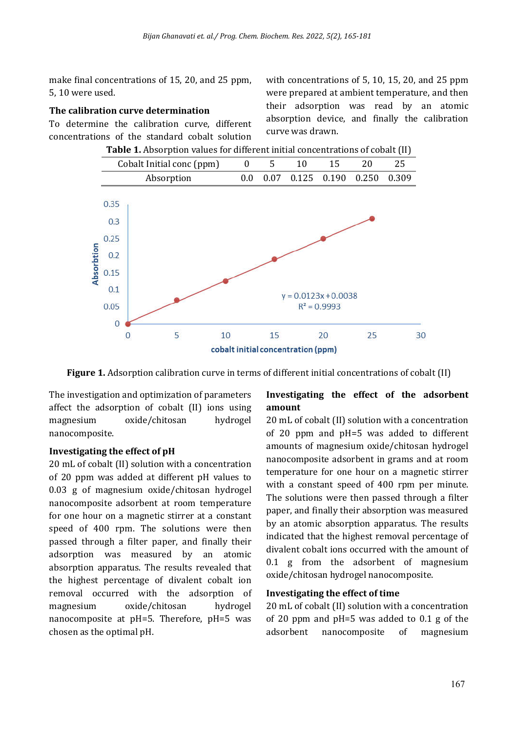make final concentrations of 15, 20, and 25 ppm, 5, 10 were used.

**The calibration curve determination**

To determine the calibration curve, different concentrations of the standard cobalt solution with concentrations of 5, 10, 15, 20, and 25 ppm were prepared at ambient temperature, and then their adsorption was read by an atomic absorption device, and finally the calibration curve was drawn.

**Table 1.** Absorption values for different initial concentrations of cobalt (II)

| Cobalt Initial conc (ppm) | 0 | 5 | 10 | 15 | 20 | 25 |
|---|---|---|---|---|---|---|
| Absorption | 0.0 | 0.07 | 0.125 | 0.190 | 0.250 | 0.309 |

**Figure 1.** Adsorption calibration curve in terms of different initial concentrations of cobalt (II)

The investigation and optimization of parameters affect the adsorption of cobalt (II) ions using magnesium oxide/chitosan hydrogel nanocomposite.

**Investigating the effect of pH**

20 mL of cobalt (II) solution with a concentration of 20 ppm was added at different pH values to 0.03 g of magnesium oxide/chitosan hydrogel nanocomposite adsorbent at room temperature for one hour on a magnetic stirrer at a constant speed of 400 rpm. The solutions were then passed through a filter paper, and finally their adsorption was measured by an atomic absorption apparatus. The results revealed that the highest percentage of divalent cobalt ion removal occurred with the adsorption of magnesium oxide/chitosan hydrogel nanocomposite at pH=5. Therefore, pH=5 was chosen as the optimal pH.

**Investigating the effect of the adsorbent amount**

20 mL of cobalt (II) solution with a concentration of 20 ppm and pH=5 was added to different amounts of magnesium oxide/chitosan hydrogel nanocomposite adsorbent in grams and at room temperature for one hour on a magnetic stirrer with a constant speed of 400 rpm per minute. The solutions were then passed through a filter paper, and finally their absorption was measured by an atomic absorption apparatus. The results indicated that the highest removal percentage of divalent cobalt ions occurred with the amount of 0.1 g from the adsorbent of magnesium oxide/chitosan hydrogel nanocomposite.

**Investigating the effect of time**

20 mL of cobalt (II) solution with a concentration of 20 ppm and pH=5 was added to 0.1 g of the adsorbent nanocomposite of magnesium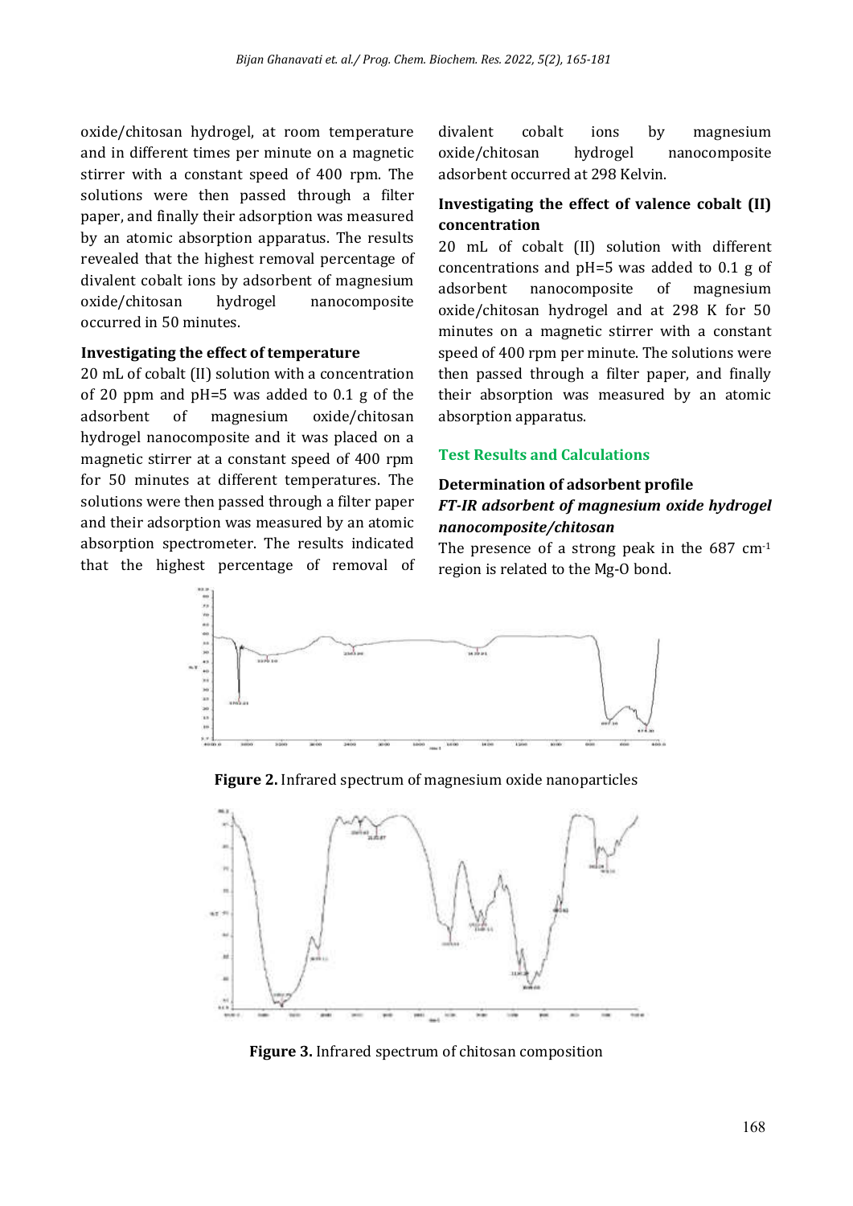oxide/chitosan hydrogel, at room temperature and in different times per minute on a magnetic stirrer with a constant speed of 400 rpm. The solutions were then passed through a filter paper, and finally their adsorption was measured by an atomic absorption apparatus. The results revealed that the highest removal percentage of divalent cobalt ions by adsorbent of magnesium oxide/chitosan hydrogel nanocomposite occurred in 50 minutes.

**Investigating the effect of temperature**

20 mL of cobalt (II) solution with a concentration of 20 ppm and pH=5 was added to 0.1 g of the adsorbent of magnesium oxide/chitosan hydrogel nanocomposite and it was placed on a magnetic stirrer at a constant speed of 400 rpm for 50 minutes at different temperatures. The solutions were then passed through a filter paper and their adsorption was measured by an atomic absorption spectrometer. The results indicated that the highest percentage of removal of divalent cobalt ions by magnesium oxide/chitosan hydrogel nanocomposite adsorbent occurred at 298 Kelvin.

**Investigating the effect of valence cobalt (II) concentration**

20 mL of cobalt (II) solution with different concentrations and pH=5 was added to 0.1 g of adsorbent nanocomposite of magnesium oxide/chitosan hydrogel and at 298 K for 50 minutes on a magnetic stirrer with a constant speed of 400 rpm per minute. The solutions were then passed through a filter paper, and finally their absorption was measured by an atomic absorption apparatus.

## Test Results and Calculations

### Determination of adsorbent profile

***FT-IR adsorbent of magnesium oxide hydrogel nanocomposite/chitosan***

The presence of a strong peak in the 687 $cm^{-1}$ region is related to the Mg-O bond.

**Figure 2.** Infrared spectrum of magnesium oxide nanoparticles

**Figure 3.** Infrared spectrum of chitosan composition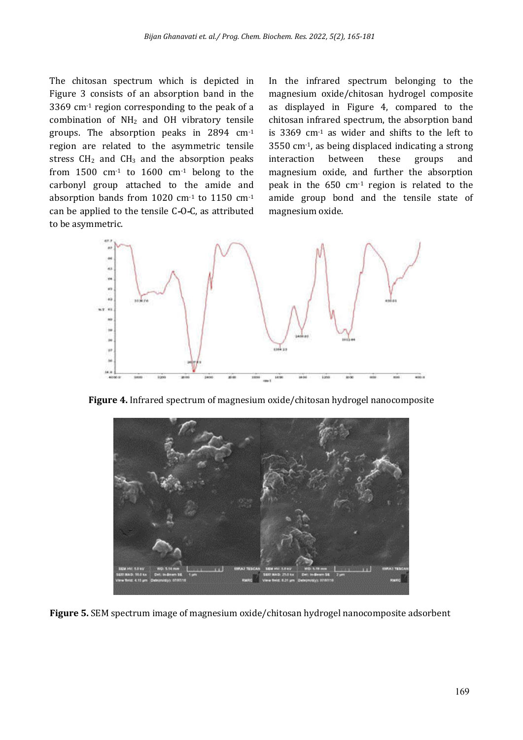The chitosan spectrum which is depicted in Figure 3 consists of an absorption band in the 3369 $cm^{-1}$ region corresponding to the peak of a combination of $NH_2$ and OH vibratory tensile groups. The absorption peaks in 2894 $cm^{-1}$ region are related to the asymmetric tensile stress $CH_2$ and $CH_3$ and the absorption peaks from 1500 $cm^{-1}$ to 1600 $cm^{-1}$ belong to the carbonyl group attached to the amide and absorption bands from 1020 $cm^{-1}$ to 1150 $cm^{-1}$ can be applied to the tensile C-O-C, as attributed to be asymmetric.

In the infrared spectrum belonging to the magnesium oxide/chitosan hydrogel composite as displayed in Figure 4, compared to the chitosan infrared spectrum, the absorption band is 3369 $cm^{-1}$ as wider and shifts to the left to 3550 $cm^{-1}$, as being displaced indicating a strong interaction between these groups and magnesium oxide, and further the absorption peak in the 650 $cm^{-1}$ region is related to the amide group bond and the tensile state of magnesium oxide.

**Figure 4.** Infrared spectrum of magnesium oxide/chitosan hydrogel nanocomposite

**Figure 5.** SEM spectrum image of magnesium oxide/chitosan hydrogel nanocomposite adsorbent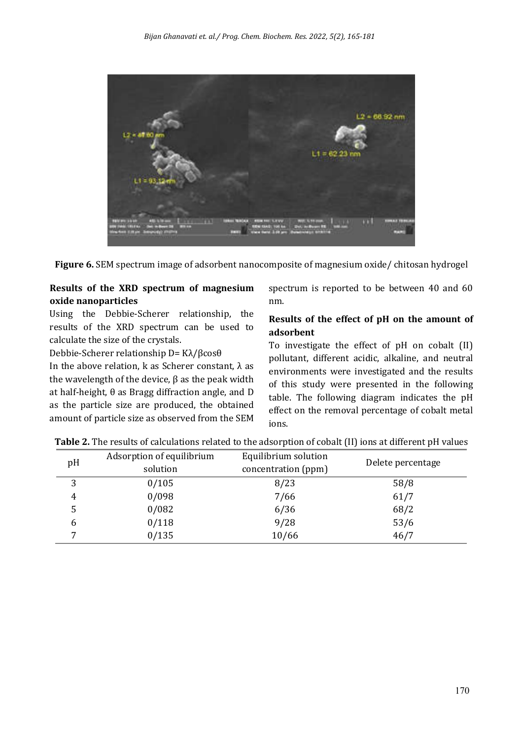**Figure 6.** SEM spectrum image of adsorbent nanocomposite of magnesium oxide/ chitosan hydrogel

### Results of the XRD spectrum of magnesium oxide nanoparticles

Using the Debbie-Scherer relationship, the results of the XRD spectrum can be used to calculate the size of the crystals.

Debbie-Scherer relationship $D= K\lambda/\beta\cos\theta$

In the above relation, k as Scherer constant, $\lambda$ as the wavelength of the device, $\beta$ as the peak width at half-height, $\theta$ as Bragg diffraction angle, and D as the particle size are produced, the obtained amount of particle size as observed from the SEM spectrum is reported to be between 40 and 60 nm.

### Results of the effect of pH on the amount of adsorbent

To investigate the effect of pH on cobalt (II) pollutant, different acidic, alkaline, and neutral environments were investigated and the results of this study were presented in the following table. The following diagram indicates the pH effect on the removal percentage of cobalt metal ions.

**Table 2.** The results of calculations related to the adsorption of cobalt (II) ions at different pH values

| pH | Adsorption of equilibrium solution | Equilibrium solution concentration (ppm) | Delete percentage |
|---|---|---|---|
| 3 | 0/105 | 8/23 | 58/8 |
| 4 | 0/098 | 7/66 | 61/7 |
| 5 | 0/082 | 6/36 | 68/2 |
| 6 | 0/118 | 9/28 | 53/6 |
| 7 | 0/135 | 10/66 | 46/7 |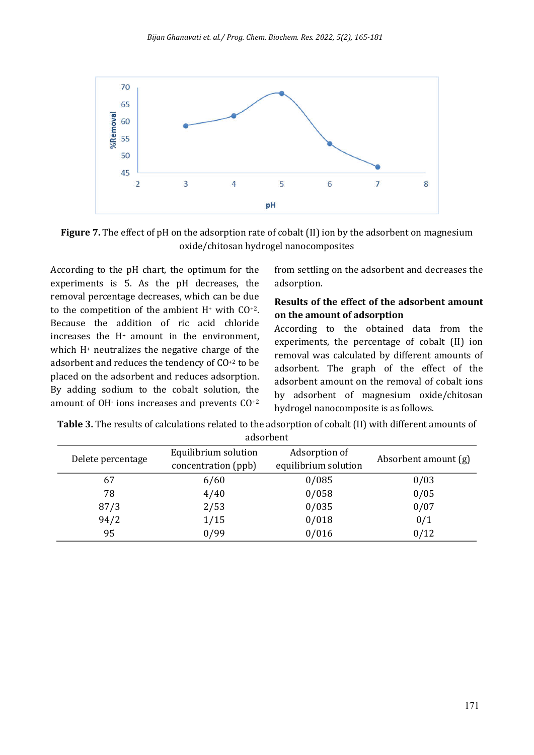**Figure 7.** The effect of pH on the adsorption rate of cobalt (II) ion by the adsorbent on magnesium oxide/chitosan hydrogel nanocomposites

According to the pH chart, the optimum for the experiments is 5. As the pH decreases, the removal percentage decreases, which can be due to the competition of the ambient $H^+$ with $CO^{+2}$. Because the addition of ric acid chloride increases the $H^+$ amount in the environment, which $H^+$ neutralizes the negative charge of the adsorbent and reduces the tendency of $CO^{+2}$ to be placed on the adsorbent and reduces adsorption. By adding sodium to the cobalt solution, the amount of $OH^-$ ions increases and prevents $CO^{+2}$ from settling on the adsorbent and decreases the adsorption.

**Results of the effect of the adsorbent amount on the amount of adsorption**

According to the obtained data from the experiments, the percentage of cobalt (II) ion removal was calculated by different amounts of adsorbent. The graph of the effect of the adsorbent amount on the removal of cobalt ions by adsorbent of magnesium oxide/chitosan hydrogel nanocomposite is as follows.

**Table 3.** The results of calculations related to the adsorption of cobalt (II) with different amounts of adsorbent

| Delete percentage | Equilibrium solution concentration (ppb) | Adsorption of equilibrium solution | Absorbent amount (g) |
|---|---|---|---|
| 67 | 6/60 | 0/085 | 0/03 |
| 78 | 4/40 | 0/058 | 0/05 |
| 87/3 | 2/53 | 0/035 | 0/07 |
| 94/2 | 1/15 | 0/018 | 0/1 |
| 95 | 0/99 | 0/016 | 0/12 |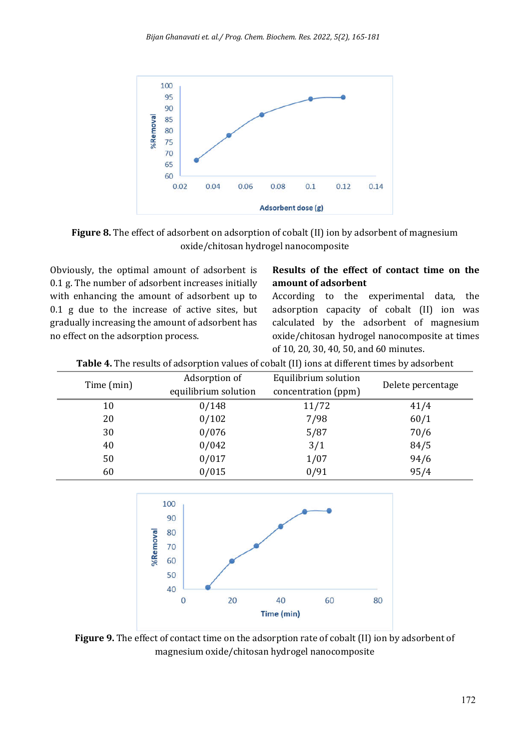Figure 8. The effect of adsorbent on adsorption of cobalt (II) ion by adsorbent of magnesium oxide/chitosan hydrogel nanocomposite

Obviously, the optimal amount of adsorbent is 0.1 g. The number of adsorbent increases initially with enhancing the amount of adsorbent up to 0.1 g due to the increase of active sites, but gradually increasing the amount of adsorbent has no effect on the adsorption process.

**Results of the effect of contact time on the amount of adsorbent**

According to the experimental data, the adsorption capacity of cobalt (II) ion was calculated by the adsorbent of magnesium oxide/chitosan hydrogel nanocomposite at times of 10, 20, 30, 40, 50, and 60 minutes.

**Table 4.** The results of adsorption values of cobalt (II) ions at different times by adsorbent

| Time (min) | Adsorption of equilibrium solution | Equilibrium solution concentration (ppm) | Delete percentage |
|---|---|---|---|
| 10 | 0/148 | 11/72 | 41/4 |
| 20 | 0/102 | 7/98 | 60/1 |
| 30 | 0/076 | 5/87 | 70/6 |
| 40 | 0/042 | 3/1 | 84/5 |
| 50 | 0/017 | 1/07 | 94/6 |
| 60 | 0/015 | 0/91 | 95/4 |

**Figure 9.** The effect of contact time on the adsorption rate of cobalt (II) ion by adsorbent of magnesium oxide/chitosan hydrogel nanocomposite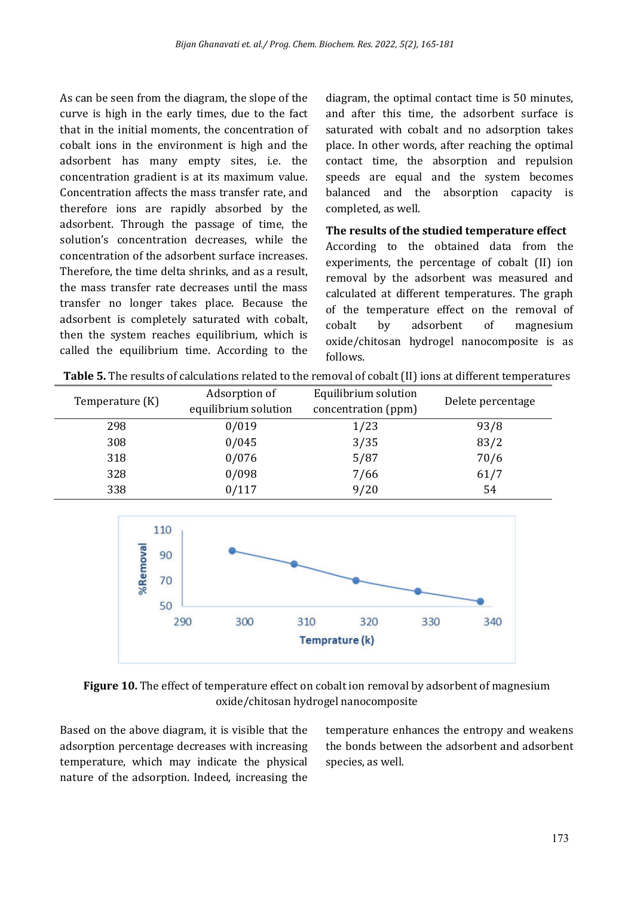As can be seen from the diagram, the slope of the curve is high in the early times, due to the fact that in the initial moments, the concentration of cobalt ions in the environment is high and the adsorbent has many empty sites, i.e. the concentration gradient is at its maximum value. Concentration affects the mass transfer rate, and therefore ions are rapidly absorbed by the adsorbent. Through the passage of time, the solution's concentration decreases, while the concentration of the adsorbent surface increases. Therefore, the time delta shrinks, and as a result, the mass transfer rate decreases until the mass transfer no longer takes place. Because the adsorbent is completely saturated with cobalt, then the system reaches equilibrium, which is called the equilibrium time. According to the diagram, the optimal contact time is 50 minutes, and after this time, the adsorbent surface is saturated with cobalt and no adsorption takes place. In other words, after reaching the optimal contact time, the absorption and repulsion speeds are equal and the system becomes balanced and the absorption capacity is completed, as well.

### The results of the studied temperature effect

According to the obtained data from the experiments, the percentage of cobalt (II) ion removal by the adsorbent was measured and calculated at different temperatures. The graph of the temperature effect on the removal of cobalt by adsorbent of magnesium oxide/chitosan hydrogel nanocomposite is as follows.

**Table 5.** The results of calculations related to the removal of cobalt (II) ions at different temperatures

| Temperature (K) | Adsorption of equilibrium solution | Equilibrium solution concentration (ppm) | Delete percentage |
|---|---|---|---|
| 298 | 0/019 | 1/23 | 93/8 |
| 308 | 0/045 | 3/35 | 83/2 |
| 318 | 0/076 | 5/87 | 70/6 |
| 328 | 0/098 | 7/66 | 61/7 |
| 338 | 0/117 | 9/20 | 54 |

**Figure 10.** The effect of temperature effect on cobalt ion removal by adsorbent of magnesium oxide/chitosan hydrogel nanocomposite

Based on the above diagram, it is visible that the adsorption percentage decreases with increasing temperature, which may indicate the physical nature of the adsorption. Indeed, increasing the temperature enhances the entropy and weakens the bonds between the adsorbent and adsorbent species, as well.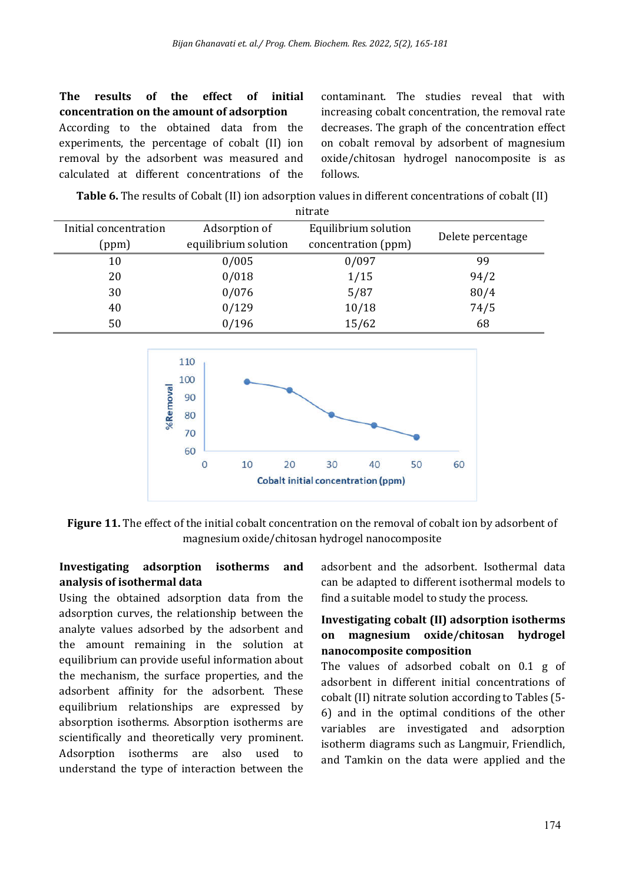**The results of the effect of initial concentration on the amount of adsorption**

According to the obtained data from the experiments, the percentage of cobalt (II) ion removal by the adsorbent was measured and calculated at different concentrations of the contaminant. The studies reveal that with increasing cobalt concentration, the removal rate decreases. The graph of the concentration effect on cobalt removal by adsorbent of magnesium oxide/chitosan hydrogel nanocomposite is as follows.

**Table 6.** The results of Cobalt (II) ion adsorption values in different concentrations of cobalt (II) nitrate

| Initial concentration (ppm) | Adsorption of equilibrium solution | Equilibrium solution concentration (ppm) | Delete percentage |
|---|---|---|---|
| 10 | 0/005 | 0/097 | 99 |
| 20 | 0/018 | 1/15 | 94/2 |
| 30 | 0/076 | 5/87 | 80/4 |
| 40 | 0/129 | 10/18 | 74/5 |
| 50 | 0/196 | 15/62 | 68 |

**Figure 11.** The effect of the initial cobalt concentration on the removal of cobalt ion by adsorbent of magnesium oxide/chitosan hydrogel nanocomposite

**Investigating adsorption isotherms and analysis of isothermal data**

Using the obtained adsorption data from the adsorption curves, the relationship between the analyte values adsorbed by the adsorbent and the amount remaining in the solution at equilibrium can provide useful information about the mechanism, the surface properties, and the adsorbent affinity for the adsorbent. These equilibrium relationships are expressed by absorption isotherms. Absorption isotherms are scientifically and theoretically very prominent. Adsorption isotherms are also used to understand the type of interaction between the adsorbent and the adsorbent. Isothermal data can be adapted to different isothermal models to find a suitable model to study the process.

**Investigating cobalt (II) adsorption isotherms on magnesium oxide/chitosan hydrogel nanocomposite composition**

The values of adsorbed cobalt on 0.1 g of adsorbent in different initial concentrations of cobalt (II) nitrate solution according to Tables (5-6) and in the optimal conditions of the other variables are investigated and adsorption isotherm diagrams such as Langmuir, Friendlich, and Tamkin on the data were applied and the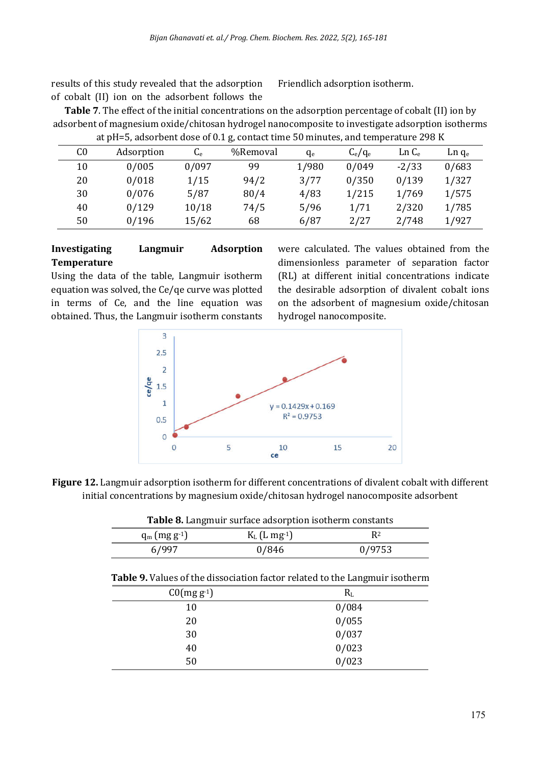results of this study revealed that the adsorption of cobalt (II) ion on the adsorbent follows the Friendlich adsorption isotherm.

**Table 7**. The effect of the initial concentrations on the adsorption percentage of cobalt (II) ion by adsorbent of magnesium oxide/chitosan hydrogel nanocomposite to investigate adsorption isotherms at pH=5, adsorbent dose of 0.1 g, contact time 50 minutes, and temperature 298 K

| C0 | Adsorption | $C_e$ | %Removal | $q_e$ | $C_e/q_e$ | Ln $C_e$ | Ln $q_e$ |
|---|---|---|---|---|---|---|---|
| 10 | 0/005 | 0/097 | 99 | 1/980 | 0/049 | -2/33 | 0/683 |
| 20 | 0/018 | 1/15 | 94/2 | 3/77 | 0/350 | 0/139 | 1/327 |
| 30 | 0/076 | 5/87 | 80/4 | 4/83 | 1/215 | 1/769 | 1/575 |
| 40 | 0/129 | 10/18 | 74/5 | 5/96 | 1/71 | 2/320 | 1/785 |
| 50 | 0/196 | 15/62 | 68 | 6/87 | 2/27 | 2/748 | 1/927 |

**Investigating Langmuir Adsorption Temperature**

Using the data of the table, Langmuir isotherm equation was solved, the Ce/qe curve was plotted in terms of Ce, and the line equation was obtained. Thus, the Langmuir isotherm constants were calculated. The values obtained from the dimensionless parameter of separation factor (RL) at different initial concentrations indicate the desirable adsorption of divalent cobalt ions on the adsorbent of magnesium oxide/chitosan hydrogel nanocomposite.

**Figure 12.** Langmuir adsorption isotherm for different concentrations of divalent cobalt with different initial concentrations by magnesium oxide/chitosan hydrogel nanocomposite adsorbent

**Table 8.** Langmuir surface adsorption isotherm constants

| $q_m$ (mg $g^{-1}$) | $K_L$ (L $mg^{-1}$) | $R^2$ |
|---|---|---|
| 6/997 | 0/846 | 0/9753 |

**Table 9.** Values of the dissociation factor related to the Langmuir isotherm

| C0(mg $g^{-1}$) | $R_L$ |
|---|---|
| 10 | 0/084 |
| 20 | 0/055 |
| 30 | 0/037 |
| 40 | 0/023 |
| 50 | 0/023 |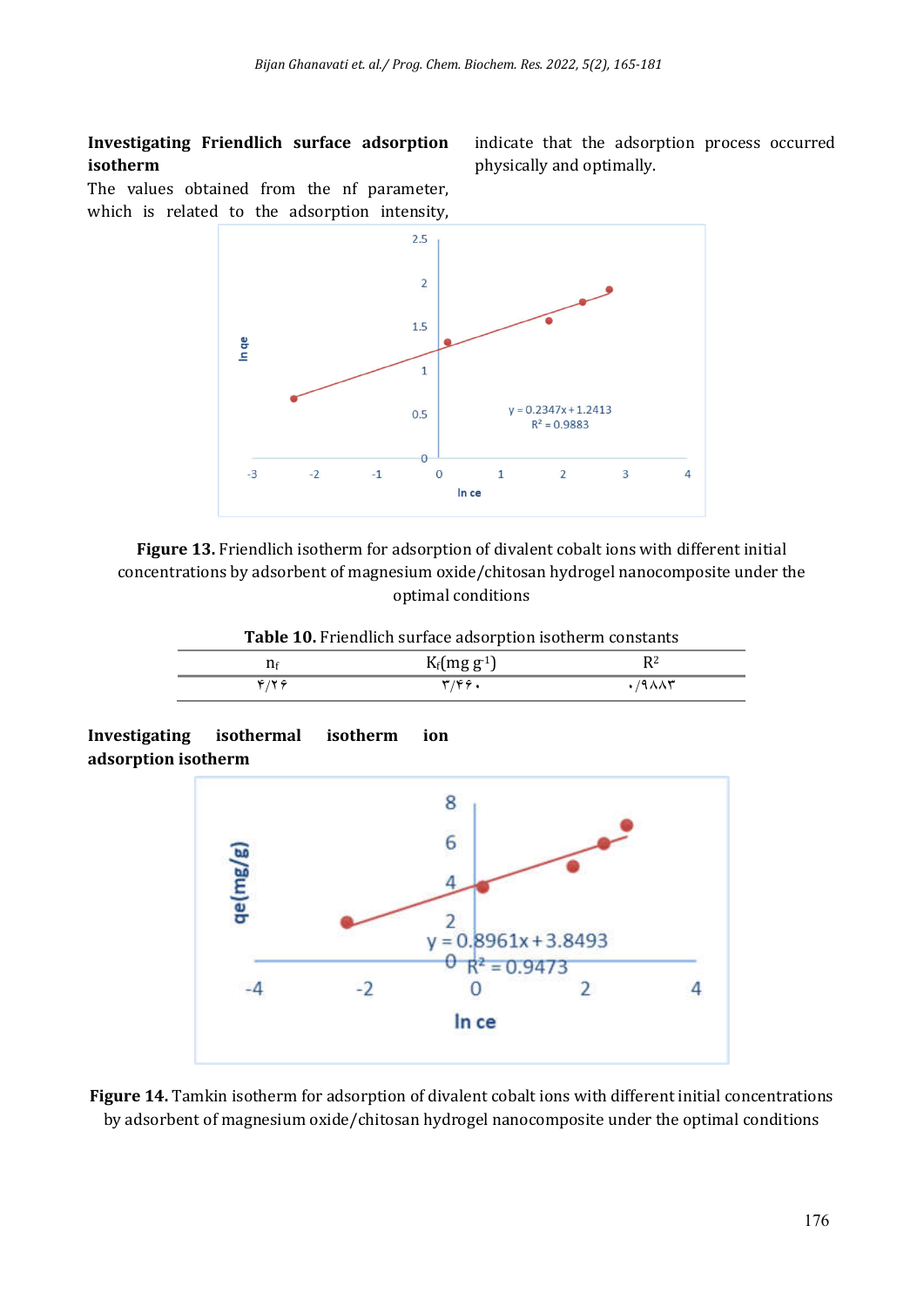### Investigating Friendlich surface adsorption isotherm

The values obtained from the nf parameter, which is related to the adsorption intensity, indicate that the adsorption process occurred physically and optimally.

**Figure 13.** Friendlich isotherm for adsorption of divalent cobalt ions with different initial concentrations by adsorbent of magnesium oxide/chitosan hydrogel nanocomposite under the optimal conditions

**Table 10.** Friendlich surface adsorption isotherm constants

| $n_f$ | $K_f$(mg $g^{-1}$) | $R^2$ |
|---|---|---|
| ۴/۲۶ | ۳/۴۶۰ | ۰/۹۸۸۳ |

### Investigating isothermal isotherm ion adsorption isotherm

**Figure 14.** Tamkin isotherm for adsorption of divalent cobalt ions with different initial concentrations by adsorbent of magnesium oxide/chitosan hydrogel nanocomposite under the optimal conditions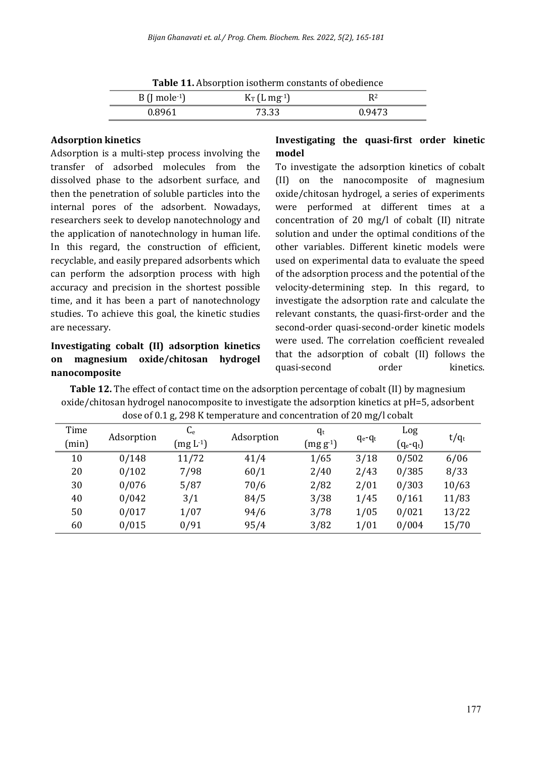**Table 11.** Absorption isotherm constants of obedience

| B (J mole$^{-1}$) | $K_T$ (L mg$^{-1}$) | $R^2$ |
|---|---|---|
| 0.8961 | 73.33 | 0.9473 |

### Adsorption kinetics

Adsorption is a multi-step process involving the transfer of adsorbed molecules from the dissolved phase to the adsorbent surface, and then the penetration of soluble particles into the internal pores of the adsorbent. Nowadays, researchers seek to develop nanotechnology and the application of nanotechnology in human life. In this regard, the construction of efficient, recyclable, and easily prepared adsorbents which can perform the adsorption process with high accuracy and precision in the shortest possible time, and it has been a part of nanotechnology studies. To achieve this goal, the kinetic studies are necessary.

### Investigating cobalt (II) adsorption kinetics on magnesium oxide/chitosan hydrogel nanocomposite

### Investigating the quasi-first order kinetic model

To investigate the adsorption kinetics of cobalt (II) on the nanocomposite of magnesium oxide/chitosan hydrogel, a series of experiments were performed at different times at a concentration of 20 mg/l of cobalt (II) nitrate solution and under the optimal conditions of the other variables. Different kinetic models were used on experimental data to evaluate the speed of the adsorption process and the potential of the velocity-determining step. In this regard, to investigate the adsorption rate and calculate the relevant constants, the quasi-first-order and the second-order quasi-second-order kinetic models were used. The correlation coefficient revealed that the adsorption of cobalt (II) follows the quasi-second order kinetics.

**Table 12.** The effect of contact time on the adsorption percentage of cobalt (II) by magnesium oxide/chitosan hydrogel nanocomposite to investigate the adsorption kinetics at pH=5, adsorbent dose of 0.1 g, 298 K temperature and concentration of 20 mg/l cobalt

| Time (min) | Adsorption | $C_e$ (mg L$^{-1}$) | Adsorption | $q_t$ (mg g$^{-1}$) | $q_e$-$q_t$ | Log ($q_e$-$q_t$) | $t/q_t$ |
|---|---|---|---|---|---|---|---|
| 10 | 0/148 | 11/72 | 41/4 | 1/65 | 3/18 | 0/502 | 6/06 |
| 20 | 0/102 | 7/98 | 60/1 | 2/40 | 2/43 | 0/385 | 8/33 |
| 30 | 0/076 | 5/87 | 70/6 | 2/82 | 2/01 | 0/303 | 10/63 |
| 40 | 0/042 | 3/1 | 84/5 | 3/38 | 1/45 | 0/161 | 11/83 |
| 50 | 0/017 | 1/07 | 94/6 | 3/78 | 1/05 | 0/021 | 13/22 |
| 60 | 0/015 | 0/91 | 95/4 | 3/82 | 1/01 | 0/004 | 15/70 |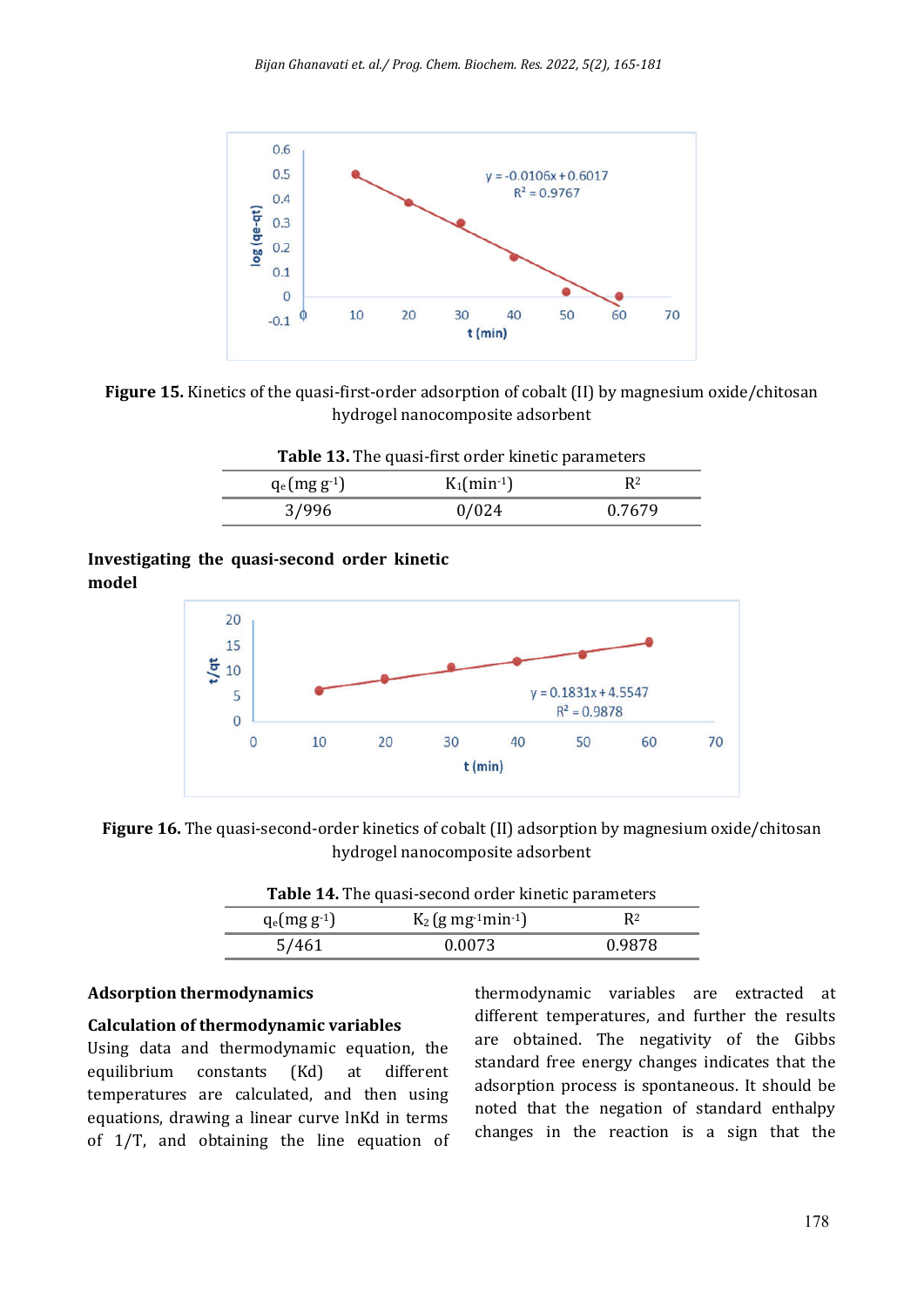**Figure 15.** Kinetics of the quasi-first-order adsorption of cobalt (II) by magnesium oxide/chitosan hydrogel nanocomposite adsorbent

**Table 13.** The quasi-first order kinetic parameters

| $q_e$ (mg g$^{-1}$) | $K_1$(min$^{-1}$) | $R^2$ |
|---|---|---|
| 3/996 | 0/024 | 0.7679 |

**Investigating the quasi-second order kinetic model**

**Figure 16.** The quasi-second-order kinetics of cobalt (II) adsorption by magnesium oxide/chitosan hydrogel nanocomposite adsorbent

**Table 14.** The quasi-second order kinetic parameters

| $q_e$(mg g$^{-1}$) | $K_2$ (g mg$^{-1}$min$^{-1}$) | $R^2$ |
|---|---|---|
| 5/461 | 0.0073 | 0.9878 |

## Adsorption thermodynamics

### Calculation of thermodynamic variables

Using data and thermodynamic equation, the equilibrium constants (Kd) at different temperatures are calculated, and then using equations, drawing a linear curve lnKd in terms of 1/T, and obtaining the line equation of thermodynamic variables are extracted at different temperatures, and further the results are obtained. The negativity of the Gibbs standard free energy changes indicates that the adsorption process is spontaneous. It should be noted that the negation of standard enthalpy changes in the reaction is a sign that the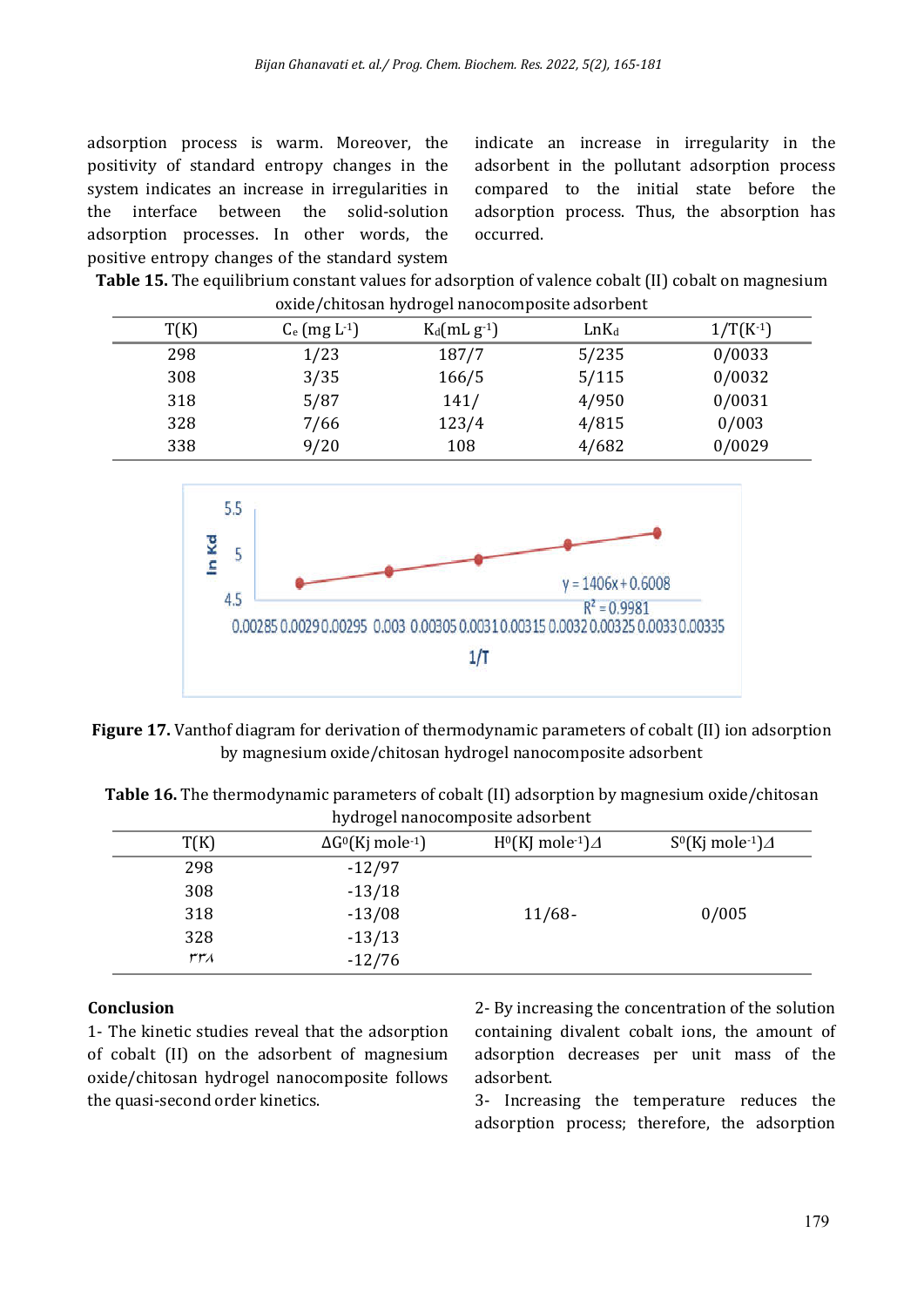adsorption process is warm. Moreover, the positivity of standard entropy changes in the system indicates an increase in irregularities in the interface between the solid-solution adsorption processes. In other words, the positive entropy changes of the standard system indicate an increase in irregularity in the adsorbent in the pollutant adsorption process compared to the initial state before the adsorption process. Thus, the absorption has occurred.

**Table 15.** The equilibrium constant values for adsorption of valence cobalt (II) cobalt on magnesium oxide/chitosan hydrogel nanocomposite adsorbent

| T(K) | $C_e$ (mg $L^{-1}$) | $K_d$(mL $g^{-1}$) | Ln$K_d$ | 1/T($K^{-1}$) |
|---|---|---|---|---|
| 298 | 1/23 | 187/7 | 5/235 | 0/0033 |
| 308 | 3/35 | 166/5 | 5/115 | 0/0032 |
| 318 | 5/87 | 141/ | 4/950 | 0/0031 |
| 328 | 7/66 | 123/4 | 4/815 | 0/003 |
| 338 | 9/20 | 108 | 4/682 | 0/0029 |

**Figure 17.** Vanthof diagram for derivation of thermodynamic parameters of cobalt (II) ion adsorption by magnesium oxide/chitosan hydrogel nanocomposite adsorbent

**Table 16.** The thermodynamic parameters of cobalt (II) adsorption by magnesium oxide/chitosan hydrogel nanocomposite adsorbent

| T(K) | $\Delta G^0$(Kj $mole^{-1}$) | $H^0$(KJ $mole^{-1}$)Δ | $S^0$(Kj $mole^{-1}$)Δ |
|---|---|---|---|
| 298 | -12/97 | | |
| 308 | -13/18 | | |
| 318 | -13/08 | 11/68- | 0/005 |
| 328 | -13/13 | | |
| ۳۳۸ | -12/76 | | |

**Conclusion**

1- The kinetic studies reveal that the adsorption of cobalt (II) on the adsorbent of magnesium oxide/chitosan hydrogel nanocomposite follows the quasi-second order kinetics.

2- By increasing the concentration of the solution containing divalent cobalt ions, the amount of adsorption decreases per unit mass of the adsorbent.

3- Increasing the temperature reduces the adsorption process; therefore, the adsorption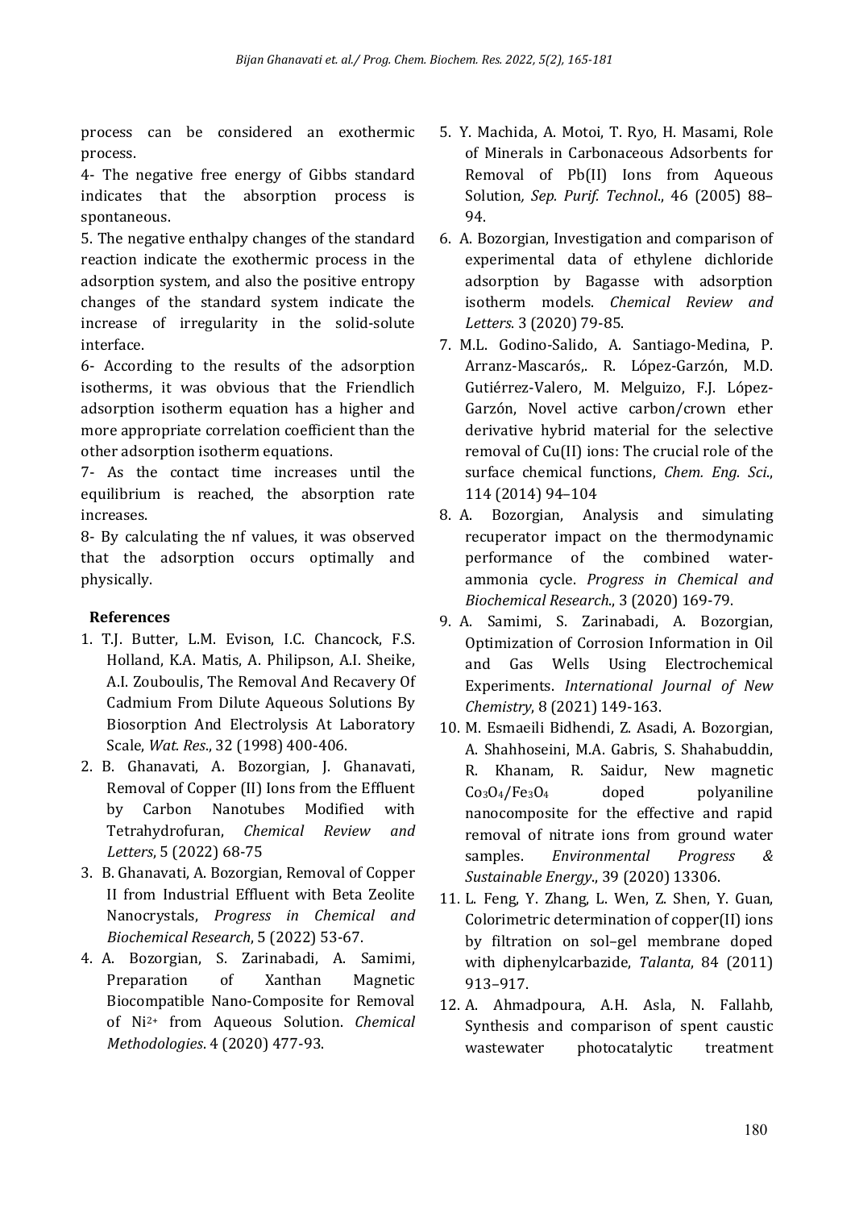process can be considered an exothermic process.

4- The negative free energy of Gibbs standard indicates that the absorption process is spontaneous.

5. The negative enthalpy changes of the standard reaction indicate the exothermic process in the adsorption system, and also the positive entropy changes of the standard system indicate the increase of irregularity in the solid-solute interface.

6- According to the results of the adsorption isotherms, it was obvious that the Friendlich adsorption isotherm equation has a higher and more appropriate correlation coefficient than the other adsorption isotherm equations.

7- As the contact time increases until the equilibrium is reached, the absorption rate increases.

8- By calculating the nf values, it was observed that the adsorption occurs optimally and physically.

## References

1. T.J. Butter, L.M. Evison, I.C. Chancock, F.S. Holland, K.A. Matis, A. Philipson, A.I. Sheike, A.I. Zouboulis, The Removal And Recavery Of Cadmium From Dilute Aqueous Solutions By Biosorption And Electrolysis At Laboratory Scale, *Wat. Res*., 32 (1998) 400-406.
2. B. Ghanavati, A. Bozorgian, J. Ghanavati, Removal of Copper (II) Ions from the Effluent by Carbon Nanotubes Modified with Tetrahydrofuran, *Chemical Review and Letters*, 5 (2022) 68-75
3. B. Ghanavati, A. Bozorgian, Removal of Copper II from Industrial Effluent with Beta Zeolite Nanocrystals, *Progress in Chemical and Biochemical Research*, 5 (2022) 53-67.
4. A. Bozorgian, S. Zarinabadi, A. Samimi, Preparation of Xanthan Magnetic Biocompatible Nano-Composite for Removal of $Ni^{2+}$ from Aqueous Solution. *Chemical Methodologies*. 4 (2020) 477-93.
5. Y. Machida, A. Motoi, T. Ryo, H. Masami, Role of Minerals in Carbonaceous Adsorbents for Removal of Pb(II) Ions from Aqueous Solution*, Sep. Purif. Technol*., 46 (2005) 88–94.
6. A. Bozorgian, Investigation and comparison of experimental data of ethylene dichloride adsorption by Bagasse with adsorption isotherm models. *Chemical Review and Letters*. 3 (2020) 79-85.
7. M.L. Godino-Salido, A. Santiago-Medina, P. Arranz-Mascarós,. R. López-Garzón, M.D. Gutiérrez-Valero, M. Melguizo, F.J. López-Garzón, Novel active carbon/crown ether derivative hybrid material for the selective removal of Cu(II) ions: The crucial role of the surface chemical functions, *Chem. Eng. Sci*., 114 (2014) 94–104
8. A. Bozorgian, Analysis and simulating recuperator impact on the thermodynamic performance of the combined water-ammonia cycle. *Progress in Chemical and Biochemical Research*., 3 (2020) 169-79.
9. A. Samimi, S. Zarinabadi, A. Bozorgian, Optimization of Corrosion Information in Oil and Gas Wells Using Electrochemical Experiments. *International Journal of New Chemistry*, 8 (2021) 149-163.
10. M. Esmaeili Bidhendi, Z. Asadi, A. Bozorgian, A. Shahhoseini, M.A. Gabris, S. Shahabuddin, R. Khanam, R. Saidur, New magnetic $Co_3O_4/Fe_3O_4$ doped polyaniline nanocomposite for the effective and rapid removal of nitrate ions from ground water samples. *Environmental Progress & Sustainable Energy*., 39 (2020) 13306.
11. L. Feng, Y. Zhang, L. Wen, Z. Shen, Y. Guan, Colorimetric determination of copper(II) ions by filtration on sol–gel membrane doped with diphenylcarbazide, *Talanta*, 84 (2011) 913–917.
12. A. Ahmadpoura, A.H. Asla, N. Fallahb, Synthesis and comparison of spent caustic wastewater photocatalytic treatment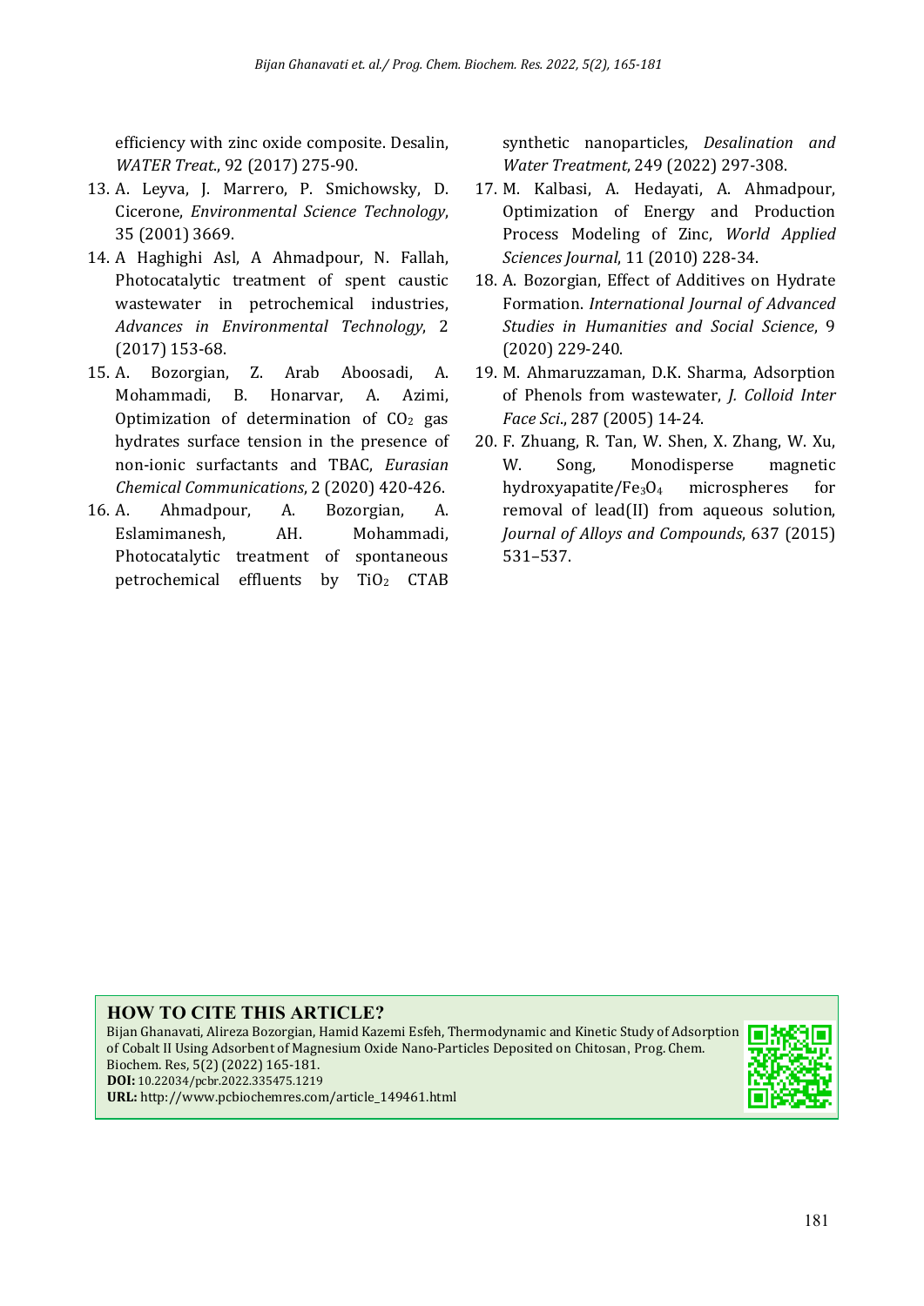efficiency with zinc oxide composite. Desalin, *WATER Treat.*, 92 (2017) 275-90.

13. A. Leyva, J. Marrero, P. Smichowsky, D. Cicerone, *Environmental Science Technology*, 35 (2001) 3669.
14. A Haghighi Asl, A Ahmadpour, N. Fallah, Photocatalytic treatment of spent caustic wastewater in petrochemical industries, *Advances in Environmental Technology*, 2 (2017) 153-68.
15. A. Bozorgian, Z. Arab Aboosadi, A. Mohammadi, B. Honarvar, A. Azimi, Optimization of determination of $CO_2$ gas hydrates surface tension in the presence of non-ionic surfactants and TBAC, *Eurasian Chemical Communications*, 2 (2020) 420-426.
16. A. Ahmadpour, A. Bozorgian, A. Eslamimanesh, AH. Mohammadi, Photocatalytic treatment of spontaneous petrochemical effluents by $TiO_2$ CTAB synthetic nanoparticles, *Desalination and Water Treatment*, 249 (2022) 297-308.
17. M. Kalbasi, A. Hedayati, A. Ahmadpour, Optimization of Energy and Production Process Modeling of Zinc, *World Applied Sciences Journal*, 11 (2010) 228-34.
18. A. Bozorgian, Effect of Additives on Hydrate Formation. *International Journal of Advanced Studies in Humanities and Social Science*, 9 (2020) 229-240.
19. M. Ahmaruzzaman, D.K. Sharma, Adsorption of Phenols from wastewater, *J. Colloid Inter Face Sci.*, 287 (2005) 14-24.
20. F. Zhuang, R. Tan, W. Shen, X. Zhang, W. Xu, W. Song, Monodisperse magnetic hydroxyapatite/$Fe_3O_4$ microspheres for removal of lead(II) from aqueous solution, *Journal of Alloys and Compounds*, 637 (2015) 531–537.

**HOW TO CITE THIS ARTICLE?**

Bijan Ghanavati, Alireza Bozorgian, Hamid Kazemi Esfeh, Thermodynamic and Kinetic Study of Adsorption of Cobalt II Using Adsorbent of Magnesium Oxide Nano-Particles Deposited on Chitosan, Prog. Chem. Biochem. Res, 5(2) (2022) 165-181.

**DOI:** 10.22034/pcbr.2022.335475.1219

**URL:** http://www.pcbiochemres.com/article_149461.html